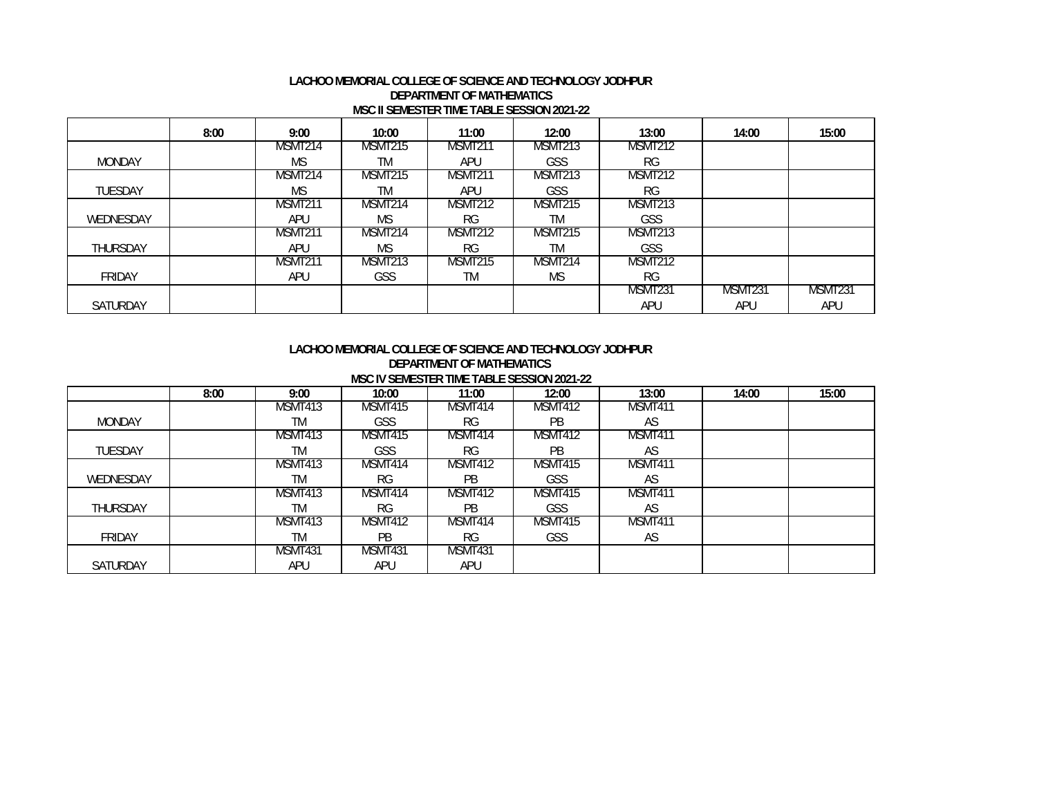**LACHOO MEMORIAL COLLEGE OF SCIENCE AND TECHNOLOGY JODHPUR**
**DEPARTMENT OF MATHEMATICS**
**MSC II SEMESTER TIME TABLE SESSION 2021-22**

| | 8:00 | 9:00 | 10:00 | 11:00 | 12:00 | 13:00 | 14:00 | 15:00 |
|---|---|---|---|---|---|---|---|---|
| MONDAY | | MSMT214 MS | MSMT215 TM | MSMT211 APU | MSMT213 GSS | MSMT212 RG | | |
| TUESDAY | | MSMT214 MS | MSMT215 TM | MSMT211 APU | MSMT213 GSS | MSMT212 RG | | |
| WEDNESDAY | | MSMT211 APU | MSMT214 MS | MSMT212 RG | MSMT215 TM | MSMT213 GSS | | |
| THURSDAY | | MSMT211 APU | MSMT214 MS | MSMT212 RG | MSMT215 TM | MSMT213 GSS | | |
| FRIDAY | | MSMT211 APU | MSMT213 GSS | MSMT215 TM | MSMT214 MS | MSMT212 RG | | |
| SATURDAY | | | | | | MSMT231 APU | MSMT231 APU | MSMT231 APU |

**LACHOO MEMORIAL COLLEGE OF SCIENCE AND TECHNOLOGY JODHPUR**
**DEPARTMENT OF MATHEMATICS**
**MSC IV SEMESTER TIME TABLE SESSION 2021-22**

| | 8:00 | 9:00 | 10:00 | 11:00 | 12:00 | 13:00 | 14:00 | 15:00 |
|---|---|---|---|---|---|---|---|---|
| MONDAY | | MSMT413 TM | MSMT415 GSS | MSMT414 RG | MSMT412 PB | MSMT411 AS | | |
| TUESDAY | | MSMT413 TM | MSMT415 GSS | MSMT414 RG | MSMT412 PB | MSMT411 AS | | |
| WEDNESDAY | | MSMT413 TM | MSMT414 RG | MSMT412 PB | MSMT415 GSS | MSMT411 AS | | |
| THURSDAY | | MSMT413 TM | MSMT414 RG | MSMT412 PB | MSMT415 GSS | MSMT411 AS | | |
| FRIDAY | | MSMT413 TM | MSMT412 PB | MSMT414 RG | MSMT415 GSS | MSMT411 AS | | |
| SATURDAY | | MSMT431 APU | MSMT431 APU | MSMT431 APU | | | | |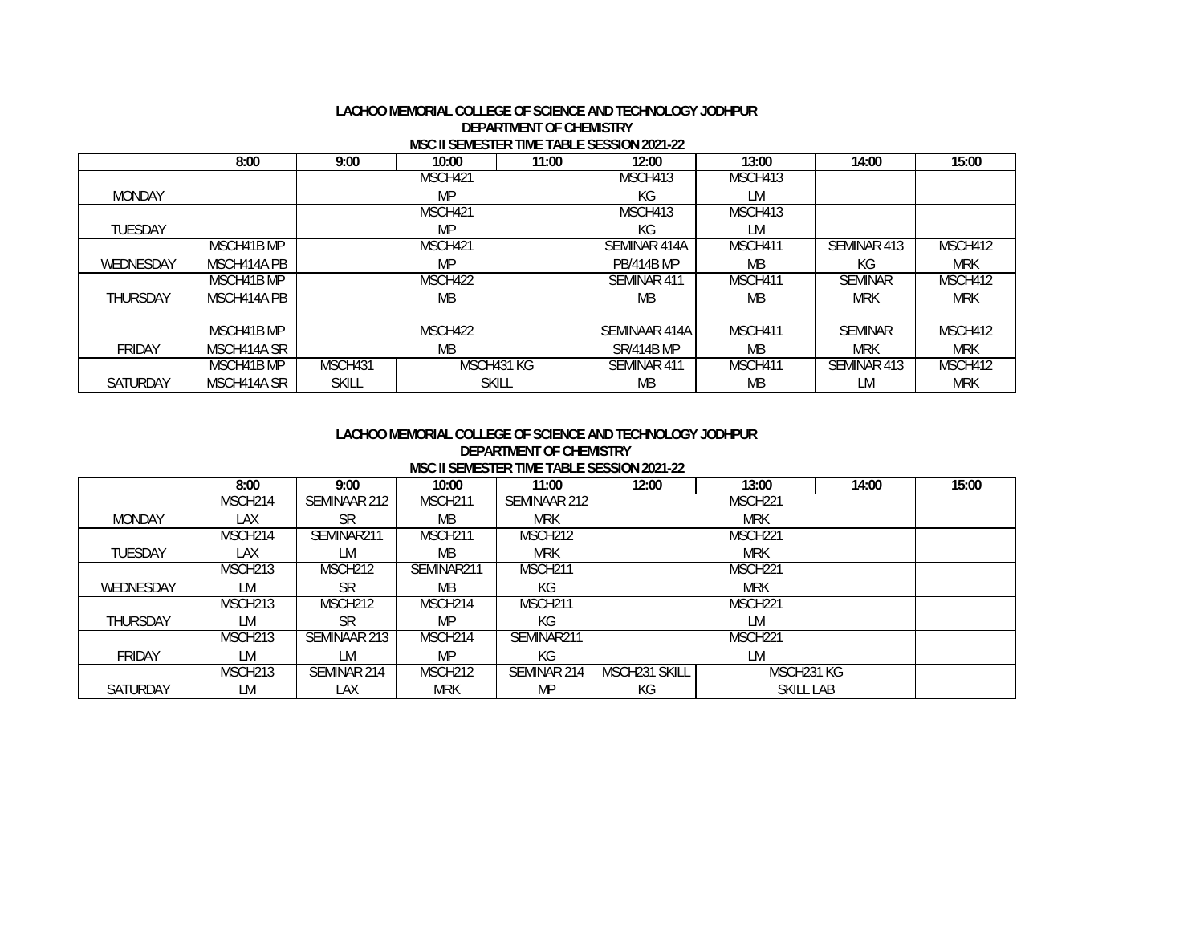**LACHOO MEMORIAL COLLEGE OF SCIENCE AND TECHNOLOGY JODHPUR**
**DEPARTMENT OF CHEMISTRY**
**MSC II SEMESTER TIME TABLE SESSION 2021-22**

| | 8:00 | 9:00 | 10:00 | 11:00 | 12:00 | 13:00 | 14:00 | 15:00 |
|---|---|---|---|---|---|---|---|---|
| MONDAY | | | MSCH421 MP | | MSCH413 KG | MSCH413 LM | | |
| TUESDAY | | | MSCH421 MP | | MSCH413 KG | MSCH413 LM | | |
| WEDNESDAY | MSCH41B MP MSCH414A PB | | MSCH421 MP | | SEMINAR 414A PB/414B MP | MSCH411 MB | SEMINAR 413 KG | MSCH412 MRK |
| THURSDAY | MSCH41B MP MSCH414A PB | | MSCH422 MB | | SEMINAR 411 MB | MSCH411 MB | SEMINAR MRK | MSCH412 MRK |
| FRIDAY | MSCH41B MP MSCH414A SR | | MSCH422 MB | | SEMINAAR 414A SR/414B MP | MSCH411 MB | SEMINAR MRK | MSCH412 MRK |
| SATURDAY | MSCH41B MP MSCH414A SR | MSCH431 SKILL | MSCH431 KG SKILL | | SEMINAR 411 MB | MSCH411 MB | SEMINAR 413 LM | MSCH412 MRK |

**LACHOO MEMORIAL COLLEGE OF SCIENCE AND TECHNOLOGY JODHPUR**
**DEPARTMENT OF CHEMISTRY**
**MSC II SEMESTER TIME TABLE SESSION 2021-22**

| | 8:00 | 9:00 | 10:00 | 11:00 | 12:00 | 13:00 | 14:00 | 15:00 |
|---|---|---|---|---|---|---|---|---|
| MONDAY | MSCH214 LAX | SEMINAAR 212 SR | MSCH211 MB | SEMINAAR 212 MRK | | MSCH221 MRK | | |
| TUESDAY | MSCH214 LAX | SEMINAR211 LM | MSCH211 MB | MSCH212 MRK | | MSCH221 MRK | | |
| WEDNESDAY | MSCH213 LM | MSCH212 SR | SEMINAR211 MB | MSCH211 KG | | MSCH221 MRK | | |
| THURSDAY | MSCH213 LM | MSCH212 SR | MSCH214 MP | MSCH211 KG | | MSCH221 LM | | |
| FRIDAY | MSCH213 LM | SEMINAAR 213 LM | MSCH214 MP | SEMINAR211 KG | | MSCH221 LM | | |
| SATURDAY | MSCH213 LM | SEMINAR 214 LAX | MSCH212 MRK | SEMINAR 214 MP | MSCH231 SKILL KG | MSCH231 KG SKILL LAB | | |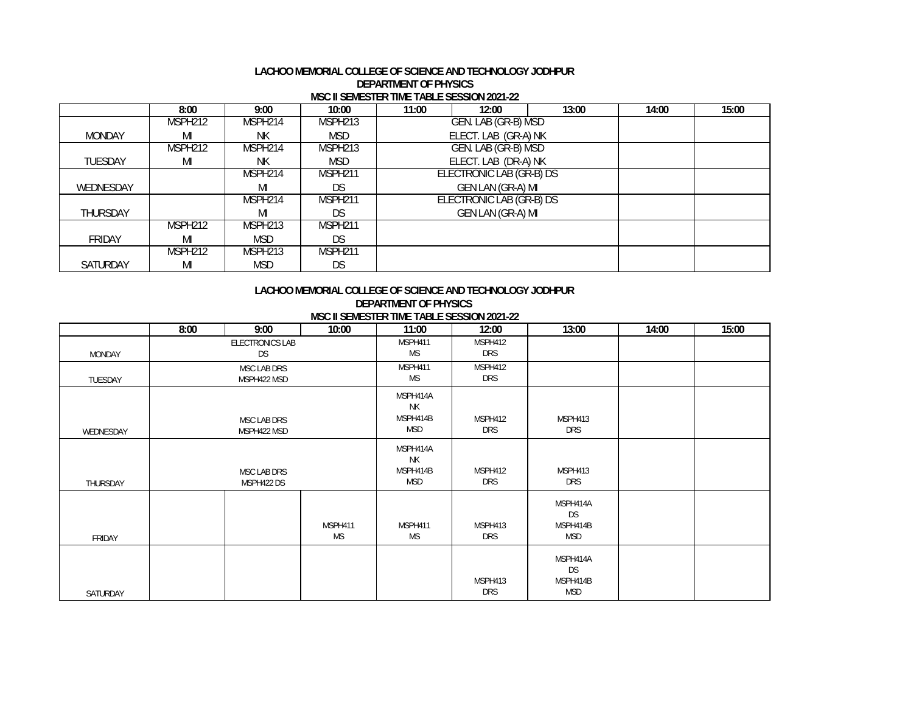**LACHOO MEMORIAL COLLEGE OF SCIENCE AND TECHNOLOGY JODHPUR**
**DEPARTMENT OF PHYSICS**
**MSC II SEMESTER TIME TABLE SESSION 2021-22**

| | 8:00 | 9:00 | 10:00 | 11:00 | 12:00 | 13:00 | 14:00 | 15:00 |
|---|---|---|---|---|---|---|---|---|
| MONDAY | MSPH212 MI | MSPH214 NK | MSPH213 MSD | GEN. LAB (GR-B) MSD ELECT. LAB (GR-A) NK | | | | |
| TUESDAY | MSPH212 MI | MSPH214 NK | MSPH213 MSD | GEN. LAB (GR-B) MSD ELECT. LAB (DR-A) NK | | | | |
| WEDNESDAY | | MSPH214 MI | MSPH211 DS | ELECTRONIC LAB (GR-B) DS GEN LAN (GR-A) MI | | | | |
| THURSDAY | | MSPH214 MI | MSPH211 DS | ELECTRONIC LAB (GR-B) DS GEN LAN (GR-A) MI | | | | |
| FRIDAY | MSPH212 MI | MSPH213 MSD | MSPH211 DS | | | | | |
| SATURDAY | MSPH212 MI | MSPH213 MSD | MSPH211 DS | | | | | |

**LACHOO MEMORIAL COLLEGE OF SCIENCE AND TECHNOLOGY JODHPUR**
**DEPARTMENT OF PHYSICS**
**MSC II SEMESTER TIME TABLE SESSION 2021-22**

| | 8:00 | 9:00 | 10:00 | 11:00 | 12:00 | 13:00 | 14:00 | 15:00 |
|---|---|---|---|---|---|---|---|---|
| MONDAY | ELECTRONICS LAB DS | | | MSPH411 MS | MSPH412 DRS | | | |
| TUESDAY | MSC LAB DRS MSPH422 MSD | | | MSPH411 MS | MSPH412 DRS | | | |
| WEDNESDAY | MSC LAB DRS MSPH422 MSD | | | MSPH414A NK MSPH414B MSD | MSPH412 DRS | MSPH413 DRS | | |
| THURSDAY | MSC LAB DRS MSPH422 DS | | | MSPH414A NK MSPH414B MSD | MSPH412 DRS | MSPH413 DRS | | |
| FRIDAY | | | MSPH411 MS | MSPH411 MS | MSPH413 DRS | MSPH414A DS MSPH414B MSD | | |
| SATURDAY | | | | | MSPH413 DRS | MSPH414A DS MSPH414B MSD | | |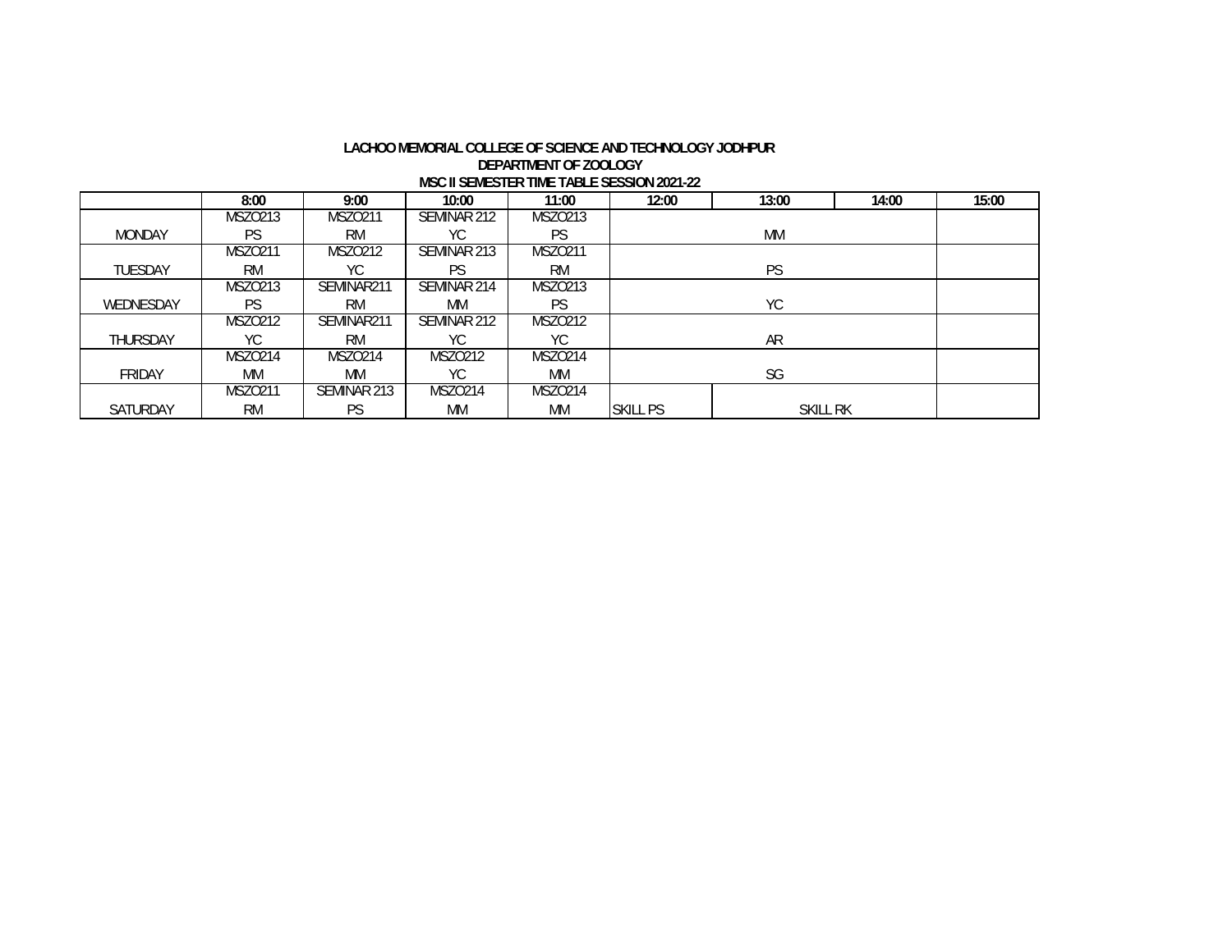**LACHOO MEMORIAL COLLEGE OF SCIENCE AND TECHNOLOGY JODHPUR**

**DEPARTMENT OF ZOOLOGY**

**MSC II SEMESTER TIME TABLE SESSION 2021-22**

| | 8:00 | 9:00 | 10:00 | 11:00 | 12:00 | 13:00 | 14:00 | 15:00 |
|---|---|---|---|---|---|---|---|---|
| MONDAY | MSZO213 PS | MSZO211 RM | SEMINAR 212 YC | MSZO213 PS | | MM | | |
| TUESDAY | MSZO211 RM | MSZO212 YC | SEMINAR 213 PS | MSZO211 RM | | PS | | |
| WEDNESDAY | MSZO213 PS | SEMINAR211 RM | SEMINAR 214 MM | MSZO213 PS | | YC | | |
| THURSDAY | MSZO212 YC | SEMINAR211 RM | SEMINAR 212 YC | MSZO212 YC | | AR | | |
| FRIDAY | MSZO214 MM | MSZO214 MM | MSZO212 YC | MSZO214 MM | | SG | | |
| SATURDAY | MSZO211 RM | SEMINAR 213 PS | MSZO214 MM | MSZO214 MM | SKILL PS | SKILL RK | | |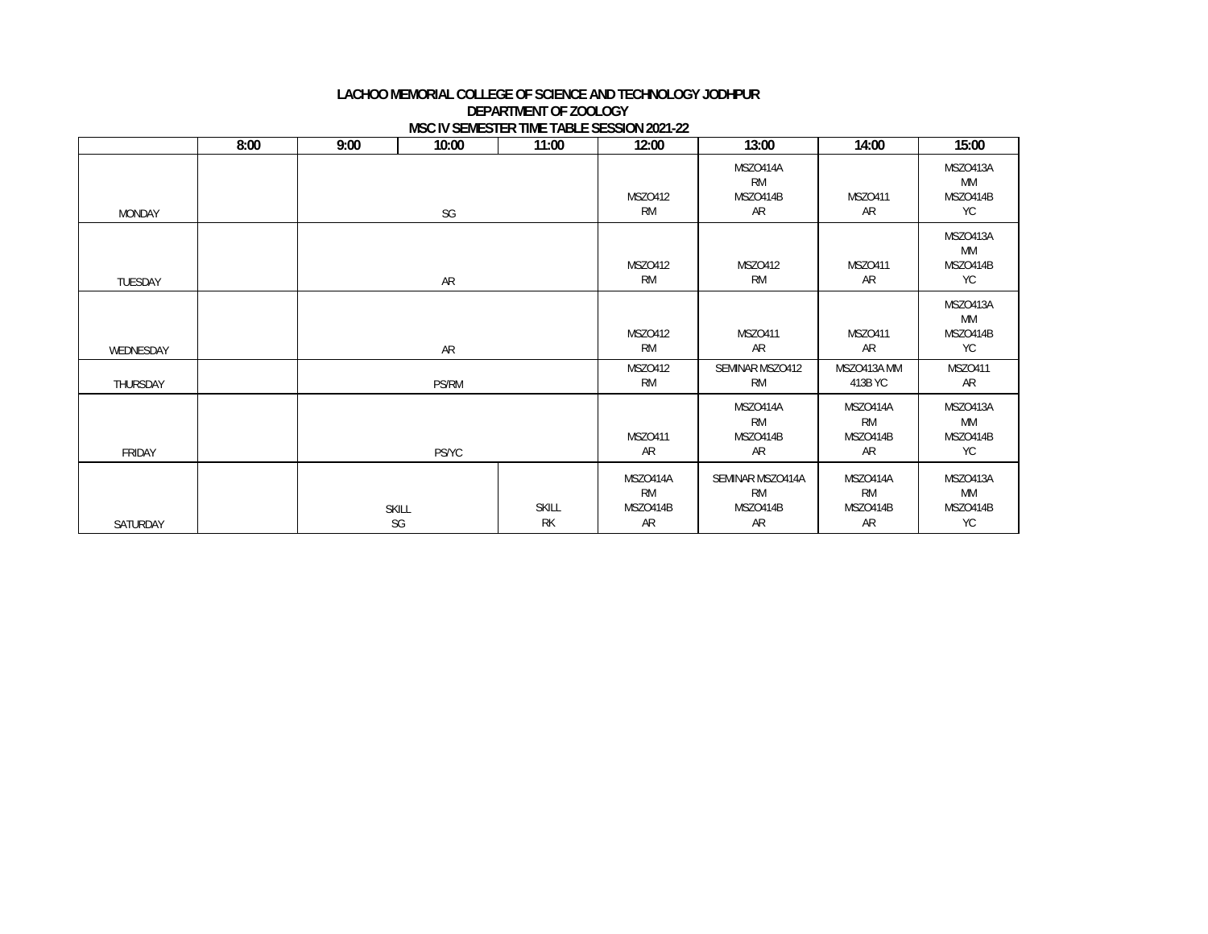**LACHOO MEMORIAL COLLEGE OF SCIENCE AND TECHNOLOGY JODHPUR**
**DEPARTMENT OF ZOOLOGY**
**MSC IV SEMESTER TIME TABLE SESSION 2021-22**

| | 8:00 | 9:00 | 10:00 | 11:00 | 12:00 | 13:00 | 14:00 | 15:00 |
|---|---|---|---|---|---|---|---|---|
| MONDAY | | | SG | | MSZO412 RM | MSZO414A RM MSZO414B AR | MSZO411 AR | MSZO413A MM MSZO414B YC |
| TUESDAY | | | AR | | MSZO412 RM | MSZO412 RM | MSZO411 AR | MSZO413A MM MSZO414B YC |
| WEDNESDAY | | | AR | | MSZO412 RM | MSZO411 AR | MSZO411 AR | MSZO413A MM MSZO414B YC |
| THURSDAY | | | PS/RM | | MSZO412 RM | SEMINAR MSZO412 RM | MSZO413A MM 413B YC | MSZO411 AR |
| FRIDAY | | | PS/YC | | MSZO411 AR | MSZO414A RM MSZO414B AR | MSZO414A RM MSZO414B AR | MSZO413A MM MSZO414B YC |
| SATURDAY | | SKILL SG | | SKILL RK | MSZO414A RM MSZO414B AR | SEMINAR MSZO414A RM MSZO414B AR | MSZO414A RM MSZO414B AR | MSZO413A MM MSZO414B YC |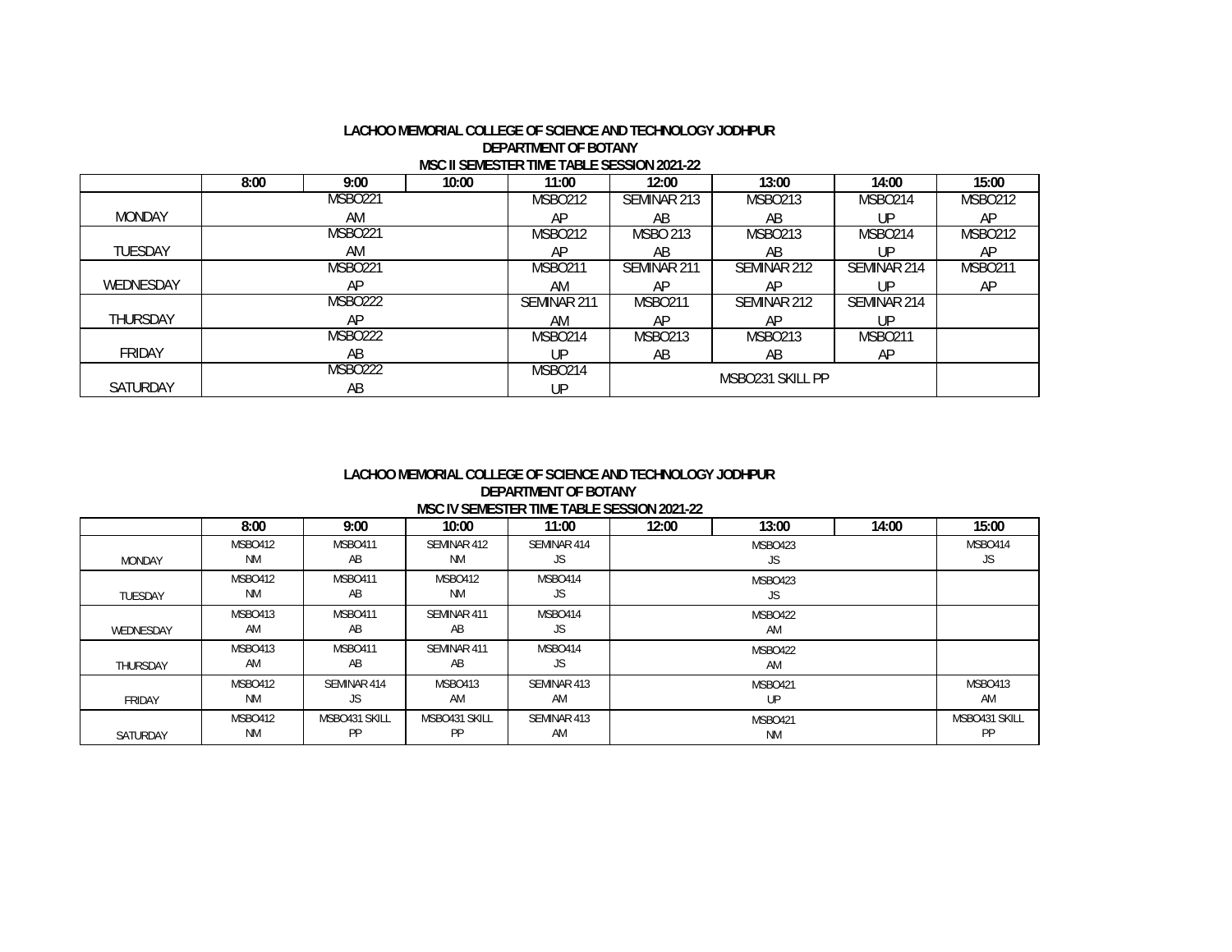**LACHOO MEMORIAL COLLEGE OF SCIENCE AND TECHNOLOGY JODHPUR**
**DEPARTMENT OF BOTANY**
**MSC II SEMESTER TIME TABLE SESSION 2021-22**

| | 8:00 | 9:00 | 10:00 | 11:00 | 12:00 | 13:00 | 14:00 | 15:00 |
|---|---|---|---|---|---|---|---|---|
| MONDAY | | MSBO221 AM | | MSBO212 AP | SEMINAR 213 AB | MSBO213 AB | MSBO214 UP | MSBO212 AP |
| TUESDAY | | MSBO221 AM | | MSBO212 AP | MSBO 213 AB | MSBO213 AB | MSBO214 UP | MSBO212 AP |
| WEDNESDAY | | MSBO221 AP | | MSBO211 AM | SEMINAR 211 AP | SEMINAR 212 AP | SEMINAR 214 UP | MSBO211 AP |
| THURSDAY | | MSBO222 AP | | SEMINAR 211 AM | MSBO211 AP | SEMINAR 212 AP | SEMINAR 214 UP | |
| FRIDAY | | MSBO222 AB | | MSBO214 UP | MSBO213 AB | MSBO213 AB | MSBO211 AP | |
| SATURDAY | | MSBO222 AB | | MSBO214 UP | | MSBO231 SKILL PP | | |

**LACHOO MEMORIAL COLLEGE OF SCIENCE AND TECHNOLOGY JODHPUR**
**DEPARTMENT OF BOTANY**
**MSC IV SEMESTER TIME TABLE SESSION 2021-22**

| | 8:00 | 9:00 | 10:00 | 11:00 | 12:00 | 13:00 | 14:00 | 15:00 |
|---|---|---|---|---|---|---|---|---|
| MONDAY | MSBO412 NM | MSBO411 AB | SEMINAR 412 NM | SEMINAR 414 JS | | MSBO423 JS | | MSBO414 JS |
| TUESDAY | MSBO412 NM | MSBO411 AB | MSBO412 NM | MSBO414 JS | | MSBO423 JS | | |
| WEDNESDAY | MSBO413 AM | MSBO411 AB | SEMINAR 411 AB | MSBO414 JS | | MSBO422 AM | | |
| THURSDAY | MSBO413 AM | MSBO411 AB | SEMINAR 411 AB | MSBO414 JS | | MSBO422 AM | | |
| FRIDAY | MSBO412 NM | SEMINAR 414 JS | MSBO413 AM | SEMINAR 413 AM | | MSBO421 UP | | MSBO413 AM |
| SATURDAY | MSBO412 NM | MSBO431 SKILL PP | MSBO431 SKILL PP | SEMINAR 413 AM | | MSBO421 NM | | MSBO431 SKILL PP |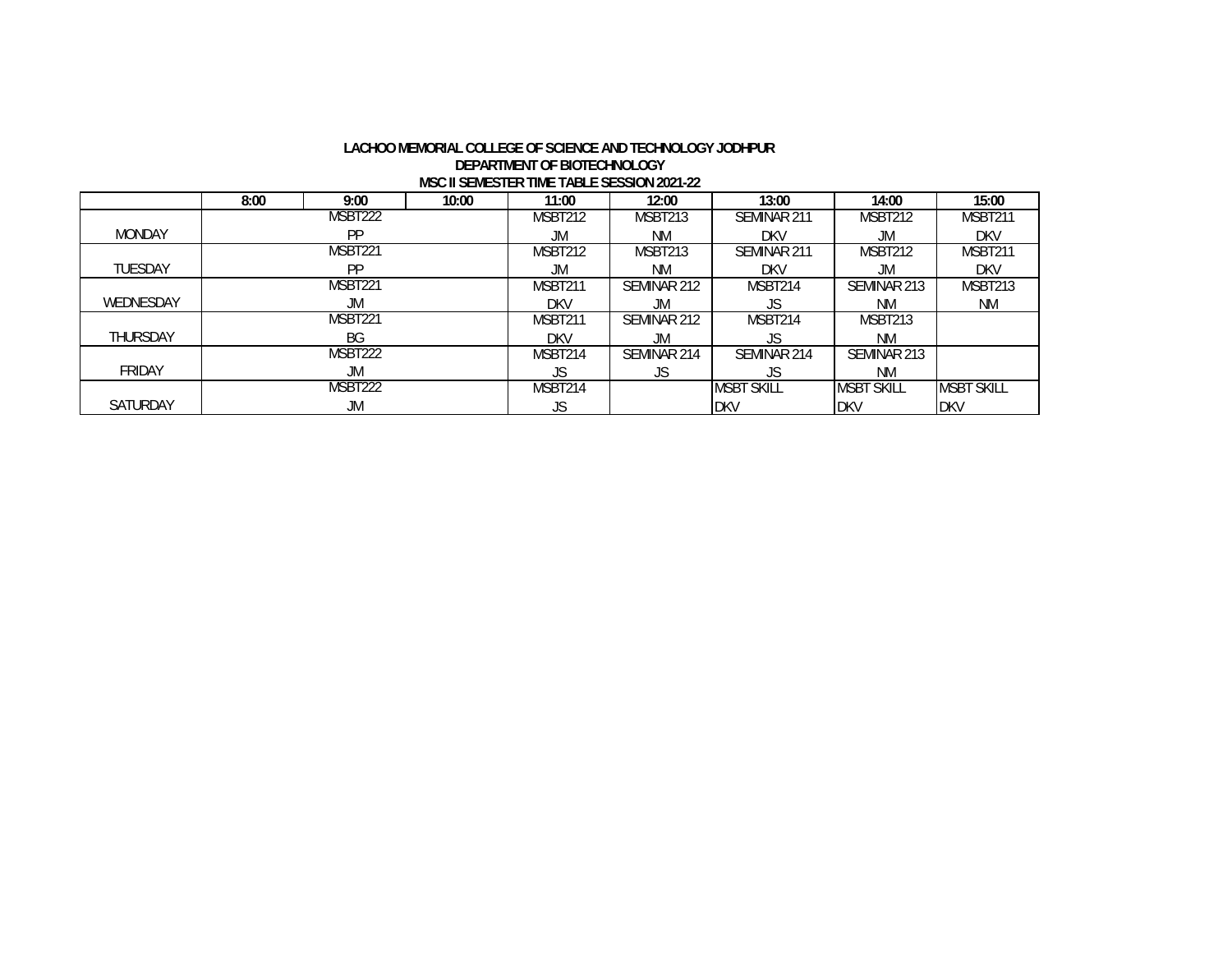**LACHOO MEMORIAL COLLEGE OF SCIENCE AND TECHNOLOGY JODHPUR**

**DEPARTMENT OF BIOTECHNOLOGY**

**MSC II SEMESTER TIME TABLE SESSION 2021-22**

| | 8:00 | 9:00 | 10:00 | 11:00 | 12:00 | 13:00 | 14:00 | 15:00 |
|---|---|---|---|---|---|---|---|---|
| MONDAY | | MSBT222 PP | | MSBT212 JM | MSBT213 NM | SEMINAR 211 DKV | MSBT212 JM | MSBT211 DKV |
| TUESDAY | | MSBT221 PP | | MSBT212 JM | MSBT213 NM | SEMINAR 211 DKV | MSBT212 JM | MSBT211 DKV |
| WEDNESDAY | | MSBT221 JM | | MSBT211 DKV | SEMINAR 212 JM | MSBT214 JS | SEMINAR 213 NM | MSBT213 NM |
| THURSDAY | | MSBT221 BG | | MSBT211 DKV | SEMINAR 212 JM | MSBT214 JS | MSBT213 NM | |
| FRIDAY | | MSBT222 JM | | MSBT214 JS | SEMINAR 214 JS | SEMINAR 214 JS | SEMINAR 213 NM | |
| SATURDAY | | MSBT222 JM | | MSBT214 JS | | MSBT SKILL DKV | MSBT SKILL DKV | MSBT SKILL DKV |